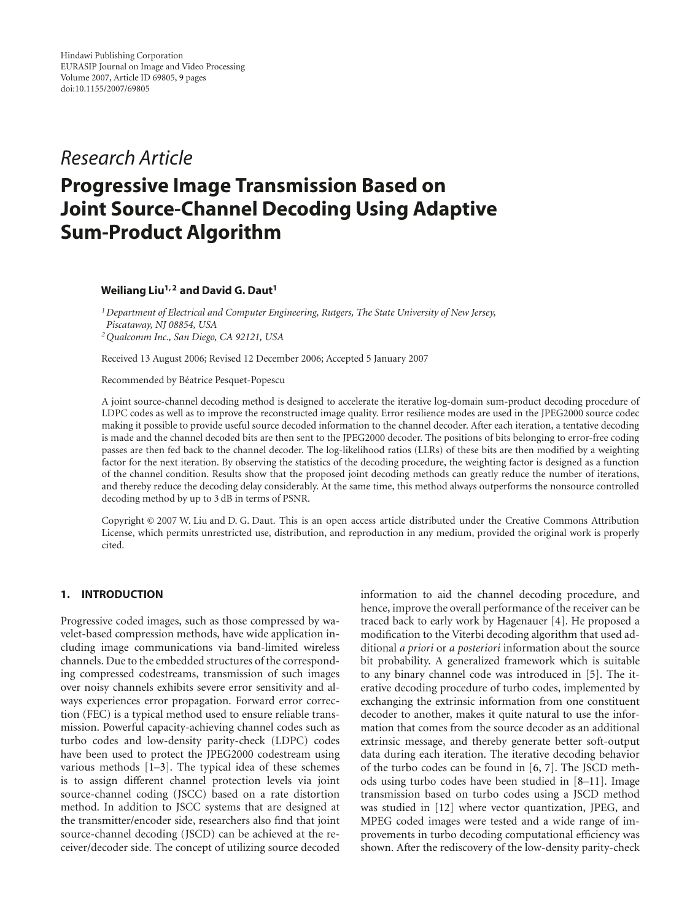Hindawi Publishing Corporation
EURASIP Journal on Image and Video Processing
Volume 2007, Article ID 69805, 9 pages
doi:10.1155/2007/69805

*Research Article*

# Progressive Image Transmission Based on Joint Source-Channel Decoding Using Adaptive Sum-Product Algorithm

**Weiliang Liu[1,2] and David G. Daut[1]**

[1] *Department of Electrical and Computer Engineering, Rutgers, The State University of New Jersey, Piscataway, NJ 08854, USA*

[2] *Qualcomm Inc., San Diego, CA 92121, USA*

Received 13 August 2006; Revised 12 December 2006; Accepted 5 January 2007

Recommended by Béatrice Pesquet-Popescu

A joint source-channel decoding method is designed to accelerate the iterative log-domain sum-product decoding procedure of LDPC codes as well as to improve the reconstructed image quality. Error resilience modes are used in the JPEG2000 source codec making it possible to provide useful source decoded information to the channel decoder. After each iteration, a tentative decoding is made and the channel decoded bits are then sent to the JPEG2000 decoder. The positions of bits belonging to error-free coding passes are then fed back to the channel decoder. The log-likelihood ratios (LLRs) of these bits are then modified by a weighting factor for the next iteration. By observing the statistics of the decoding procedure, the weighting factor is designed as a function of the channel condition. Results show that the proposed joint decoding methods can greatly reduce the number of iterations, and thereby reduce the decoding delay considerably. At the same time, this method always outperforms the nonsource controlled decoding method by up to 3 dB in terms of PSNR.

Copyright © 2007 W. Liu and D. G. Daut. This is an open access article distributed under the Creative Commons Attribution License, which permits unrestricted use, distribution, and reproduction in any medium, provided the original work is properly cited.

## 1. INTRODUCTION

Progressive coded images, such as those compressed by wavelet-based compression methods, have wide application including image communications via band-limited wireless channels. Due to the embedded structures of the corresponding compressed codestreams, transmission of such images over noisy channels exhibits severe error sensitivity and always experiences error propagation. Forward error correction (FEC) is a typical method used to ensure reliable transmission. Powerful capacity-achieving channel codes such as turbo codes and low-density parity-check (LDPC) codes have been used to protect the JPEG2000 codestream using various methods [1–3]. The typical idea of these schemes is to assign different channel protection levels via joint source-channel coding (JSCC) based on a rate distortion method. In addition to JSCC systems that are designed at the transmitter/encoder side, researchers also find that joint source-channel decoding (JSCD) can be achieved at the receiver/decoder side. The concept of utilizing source decoded information to aid the channel decoding procedure, and hence, improve the overall performance of the receiver can be traced back to early work by Hagenauer [4]. He proposed a modification to the Viterbi decoding algorithm that used additional *a priori* or *a posteriori* information about the source bit probability. A generalized framework which is suitable to any binary channel code was introduced in [5]. The iterative decoding procedure of turbo codes, implemented by exchanging the extrinsic information from one constituent decoder to another, makes it quite natural to use the information that comes from the source decoder as an additional extrinsic message, and thereby generate better soft-output data during each iteration. The iterative decoding behavior of the turbo codes can be found in [6, 7]. The JSCD methods using turbo codes have been studied in [8–11]. Image transmission based on turbo codes using a JSCD method was studied in [12] where vector quantization, JPEG, and MPEG coded images were tested and a wide range of improvements in turbo decoding computational efficiency was shown. After the rediscovery of the low-density parity-check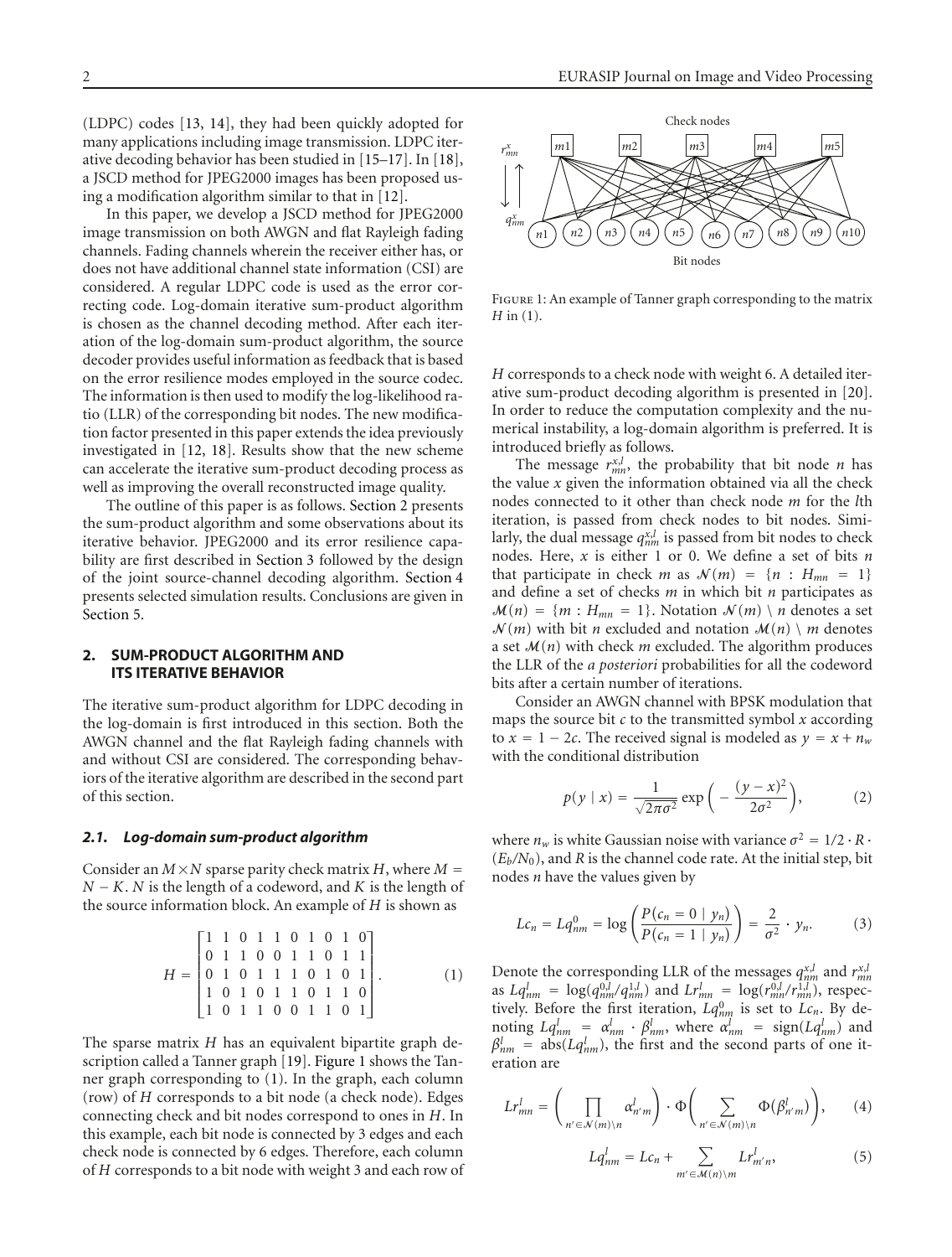(LDPC) codes [13, 14], they had been quickly adopted for many applications including image transmission. LDPC iterative decoding behavior has been studied in [15–17]. In [18], a JSCD method for JPEG2000 images has been proposed using a modification algorithm similar to that in [12].

In this paper, we develop a JSCD method for JPEG2000 image transmission on both AWGN and flat Rayleigh fading channels. Fading channels wherein the receiver either has, or does not have additional channel state information (CSI) are considered. A regular LDPC code is used as the error correcting code. Log-domain iterative sum-product algorithm is chosen as the channel decoding method. After each iteration of the log-domain sum-product algorithm, the source decoder provides useful information as feedback that is based on the error resilience modes employed in the source codec. The information is then used to modify the log-likelihood ratio (LLR) of the corresponding bit nodes. The new modification factor presented in this paper extends the idea previously investigated in [12, 18]. Results show that the new scheme can accelerate the iterative sum-product decoding process as well as improving the overall reconstructed image quality.

The outline of this paper is as follows. Section 2 presents the sum-product algorithm and some observations about its iterative behavior. JPEG2000 and its error resilience capability are first described in Section 3 followed by the design of the joint source-channel decoding algorithm. Section 4 presents selected simulation results. Conclusions are given in Section 5.

## 2. SUM-PRODUCT ALGORITHM AND ITS ITERATIVE BEHAVIOR

The iterative sum-product algorithm for LDPC decoding in the log-domain is first introduced in this section. Both the AWGN channel and the flat Rayleigh fading channels with and without CSI are considered. The corresponding behaviors of the iterative algorithm are described in the second part of this section.

### *2.1. Log-domain sum-product algorithm*

Consider an $M \times N$ sparse parity check matrix $H$, where $M = N - K$. $N$ is the length of a codeword, and $K$ is the length of the source information block. An example of $H$ is shown as

$$H = \begin{bmatrix} 1 & 1 & 0 & 1 & 1 & 0 & 1 & 0 & 1 & 0 \\ 0 & 1 & 1 & 0 & 0 & 1 & 1 & 0 & 1 & 1 \\ 0 & 1 & 0 & 1 & 1 & 1 & 0 & 1 & 0 & 1 \\ 1 & 0 & 1 & 0 & 1 & 1 & 0 & 1 & 1 & 0 \\ 1 & 0 & 1 & 1 & 0 & 0 & 1 & 1 & 0 & 1 \end{bmatrix}. \tag{1}$$

The sparse matrix $H$ has an equivalent bipartite graph description called a Tanner graph [19]. Figure 1 shows the Tanner graph corresponding to (1). In the graph, each column (row) of $H$ corresponds to a bit node (a check node). Edges connecting check and bit nodes correspond to ones in $H$. In this example, each bit node is connected by 3 edges and each check node is connected by 6 edges. Therefore, each column of $H$ corresponds to a bit node with weight 3 and each row of $H$ corresponds to a check node with weight 6. A detailed iterative sum-product decoding algorithm is presented in [20]. In order to reduce the computation complexity and the numerical instability, a log-domain algorithm is preferred. It is introduced briefly as follows.

Figure 1: An example of Tanner graph corresponding to the matrix $H$ in (1).

The message $r_{mn}^{x,l}$, the probability that bit node $n$ has the value $x$ given the information obtained via all the check nodes connected to it other than check node $m$ for the $l$th iteration, is passed from check nodes to bit nodes. Similarly, the dual message $q_{nm}^{x,l}$ is passed from bit nodes to check nodes. Here, $x$ is either 1 or 0. We define a set of bits $n$ that participate in check $m$ as $\mathcal{N}(m) = \{n : H_{mn} = 1\}$ and define a set of checks $m$ in which bit $n$ participates as $\mathcal{M}(n) = \{m : H_{mn} = 1\}$. Notation $\mathcal{N}(m) \setminus n$ denotes a set $\mathcal{N}(m)$ with bit $n$ excluded and notation $\mathcal{M}(n) \setminus m$ denotes a set $\mathcal{M}(n)$ with check $m$ excluded. The algorithm produces the LLR of the *a posteriori* probabilities for all the codeword bits after a certain number of iterations.

Consider an AWGN channel with BPSK modulation that maps the source bit $c$ to the transmitted symbol $x$ according to $x = 1 - 2c$. The received signal is modeled as $y = x + n_w$ with the conditional distribution

$$p(y \mid x) = \frac{1}{\sqrt{2\pi\sigma^2}} \exp\left(-\frac{(y-x)^2}{2\sigma^2}\right), \tag{2}$$

where $n_w$ is white Gaussian noise with variance $\sigma^2 = 1/2 \cdot R \cdot (E_b/N_0)$, and $R$ is the channel code rate. At the initial step, bit nodes $n$ have the values given by

$$Lc_n = Lq_{nm}^0 = \log\left(\frac{P(c_n = 0 \mid y_n)}{P(c_n = 1 \mid y_n)}\right) = \frac{2}{\sigma^2} \cdot y_n. \tag{3}$$

Denote the corresponding LLR of the messages $q_{nm}^{x,l}$ and $r_{mn}^{x,l}$ as $Lq_{nm}^l = \log(q_{nm}^{0,l}/q_{nm}^{1,l})$ and $Lr_{mn}^l = \log(r_{mn}^{0,l}/r_{mn}^{1,l})$, respectively. Before the first iteration, $Lq_{nm}^0$ is set to $Lc_n$. By denoting $Lq_{nm}^l = \alpha_{nm}^l \cdot \beta_{nm}^l$, where $\alpha_{nm}^l = \text{sign}(Lq_{nm}^l)$ and $\beta_{nm}^l = \text{abs}(Lq_{nm}^l)$, the first and the second parts of one iteration are

$$Lr_{mn}^l = \left(\prod_{n' \in \mathcal{N}(m)\setminus n} \alpha_{n'm}^l\right) \cdot \Phi\left(\sum_{n' \in \mathcal{N}(m)\setminus n} \Phi(\beta_{n'm}^l)\right), \tag{4}$$

$$Lq_{nm}^l = Lc_n + \sum_{m' \in \mathcal{M}(n)\setminus m} Lr_{m'n}^l, \tag{5}$$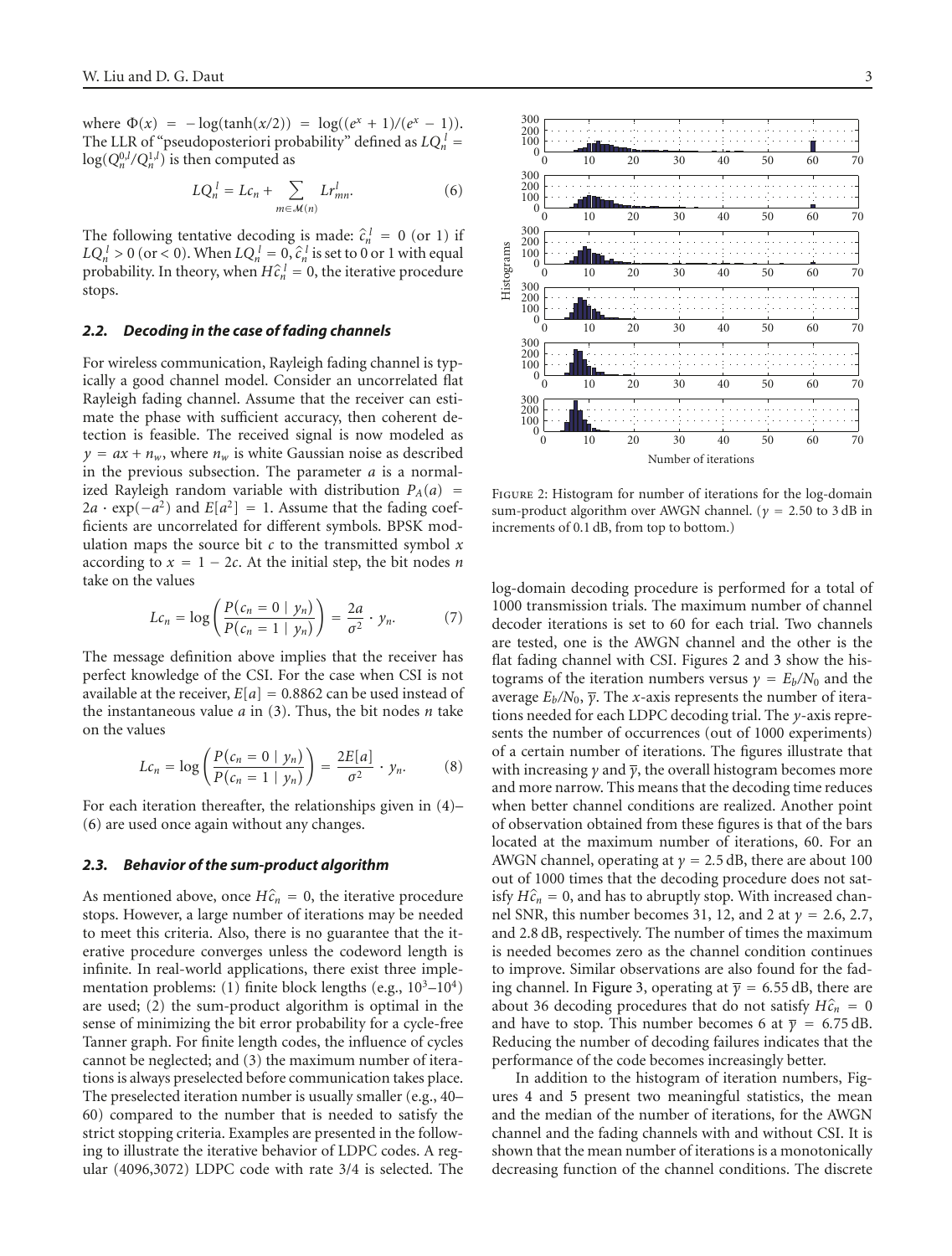where $\Phi(x) = -\log(\tanh(x/2)) = \log((e^x + 1)/(e^x - 1))$. The LLR of "pseudoposteriori probability" defined as $LQ_n^l = \log(Q_n^{0,l}/Q_n^{1,l})$ is then computed as

$$LQ_n^l = Lc_n + \sum_{m \in \mathcal{M}(n)} Lr_{mn}^l. \tag{6}$$

The following tentative decoding is made: $\hat{c}_n^l = 0$ (or 1) if $LQ_n^l > 0$ (or $< 0$). When $LQ_n^l = 0$, $\hat{c}_n^l$ is set to 0 or 1 with equal probability. In theory, when $H\hat{c}_n^l = 0$, the iterative procedure stops.

### 2.2. Decoding in the case of fading channels

For wireless communication, Rayleigh fading channel is typically a good channel model. Consider an uncorrelated flat Rayleigh fading channel. Assume that the receiver can estimate the phase with sufficient accuracy, then coherent detection is feasible. The received signal is now modeled as $y = ax + n_w$, where $n_w$ is white Gaussian noise as described in the previous subsection. The parameter $a$ is a normalized Rayleigh random variable with distribution $P_A(a) = 2a \cdot \exp(-a^2)$ and $E[a^2] = 1$. Assume that the fading coefficients are uncorrelated for different symbols. BPSK modulation maps the source bit $c$ to the transmitted symbol $x$ according to $x = 1 - 2c$. At the initial step, the bit nodes $n$ take on the values

$$Lc_n = \log\left(\frac{P(c_n = 0 \mid y_n)}{P(c_n = 1 \mid y_n)}\right) = \frac{2a}{\sigma^2} \cdot y_n. \tag{7}$$

The message definition above implies that the receiver has perfect knowledge of the CSI. For the case when CSI is not available at the receiver, $E[a] = 0.8862$ can be used instead of the instantaneous value $a$ in (3). Thus, the bit nodes $n$ take on the values

$$Lc_n = \log\left(\frac{P(c_n = 0 \mid y_n)}{P(c_n = 1 \mid y_n)}\right) = \frac{2E[a]}{\sigma^2} \cdot y_n. \tag{8}$$

For each iteration thereafter, the relationships given in (4)–(6) are used once again without any changes.

### 2.3. Behavior of the sum-product algorithm

As mentioned above, once $H\hat{c}_n = 0$, the iterative procedure stops. However, a large number of iterations may be needed to meet this criteria. Also, there is no guarantee that the iterative procedure converges unless the codeword length is infinite. In real-world applications, there exist three implementation problems: (1) finite block lengths (e.g., $10^3$–$10^4$) are used; (2) the sum-product algorithm is optimal in the sense of minimizing the bit error probability for a cycle-free Tanner graph. For finite length codes, the influence of cycles cannot be neglected; and (3) the maximum number of iterations is always preselected before communication takes place. The preselected iteration number is usually smaller (e.g., 40–60) compared to the number that is needed to satisfy the strict stopping criteria. Examples are presented in the following to illustrate the iterative behavior of LDPC codes. A regular (4096,3072) LDPC code with rate 3/4 is selected. The log-domain decoding procedure is performed for a total of 1000 transmission trials. The maximum number of channel decoder iterations is set to 60 for each trial. Two channels are tested, one is the AWGN channel and the other is the flat fading channel with CSI. Figures 2 and 3 show the histograms of the iteration numbers versus $\gamma = E_b/N_0$ and the average $E_b/N_0$, $\overline{\gamma}$. The $x$-axis represents the number of iterations needed for each LDPC decoding trial. The $y$-axis represents the number of occurrences (out of 1000 experiments) of a certain number of iterations. The figures illustrate that with increasing $\gamma$ and $\overline{\gamma}$, the overall histogram becomes more and more narrow. This means that the decoding time reduces when better channel conditions are realized. Another point of observation obtained from these figures is that of the bars located at the maximum number of iterations, 60. For an AWGN channel, operating at $\gamma = 2.5$ dB, there are about 100 out of 1000 times that the decoding procedure does not satisfy $H\hat{c}_n = 0$, and has to abruptly stop. With increased channel SNR, this number becomes 31, 12, and 2 at $\gamma = 2.6$, 2.7, and 2.8 dB, respectively. The number of times the maximum is needed becomes zero as the channel condition continues to improve. Similar observations are also found for the fading channel. In Figure 3, operating at $\overline{\gamma} = 6.55$ dB, there are about 36 decoding procedures that do not satisfy $H\hat{c}_n = 0$ and have to stop. This number becomes 6 at $\overline{\gamma} = 6.75$ dB. Reducing the number of decoding failures indicates that the performance of the code becomes increasingly better.

Figure 2: Histogram for number of iterations for the log-domain sum-product algorithm over AWGN channel. ($\gamma = 2.50$ to 3 dB in increments of 0.1 dB, from top to bottom.)

In addition to the histogram of iteration numbers, Figures 4 and 5 present two meaningful statistics, the mean and the median of the number of iterations, for the AWGN channel and the fading channels with and without CSI. It is shown that the mean number of iterations is a monotonically decreasing function of the channel conditions. The discrete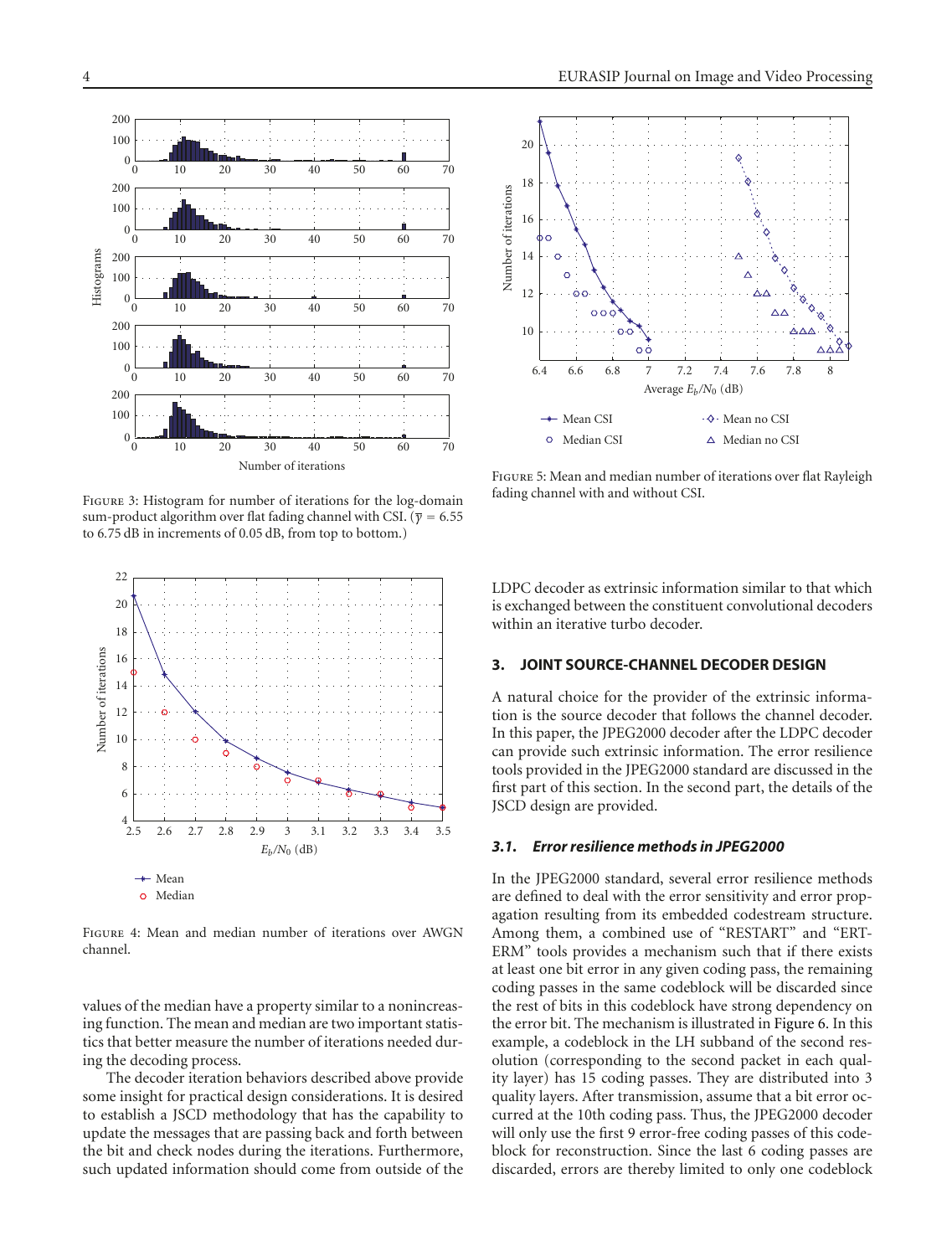Figure 3: Histogram for number of iterations for the log-domain sum-product algorithm over flat fading channel with CSI. ($\overline{\gamma}$ = 6.55 to 6.75 dB in increments of 0.05 dB, from top to bottom.)

Figure 4: Mean and median number of iterations over AWGN channel.

values of the median have a property similar to a nonincreasing function. The mean and median are two important statistics that better measure the number of iterations needed during the decoding process.

The decoder iteration behaviors described above provide some insight for practical design considerations. It is desired to establish a JSCD methodology that has the capability to update the messages that are passing back and forth between the bit and check nodes during the iterations. Furthermore, such updated information should come from outside of the LDPC decoder as extrinsic information similar to that which is exchanged between the constituent convolutional decoders within an iterative turbo decoder.

Figure 5: Mean and median number of iterations over flat Rayleigh fading channel with and without CSI.

## 3. JOINT SOURCE-CHANNEL DECODER DESIGN

A natural choice for the provider of the extrinsic information is the source decoder that follows the channel decoder. In this paper, the JPEG2000 decoder after the LDPC decoder can provide such extrinsic information. The error resilience tools provided in the JPEG2000 standard are discussed in the first part of this section. In the second part, the details of the JSCD design are provided.

### 3.1. *Error resilience methods in JPEG2000*

In the JPEG2000 standard, several error resilience methods are defined to deal with the error sensitivity and error propagation resulting from its embedded codestream structure. Among them, a combined use of "RESTART" and "ERTERM" tools provides a mechanism such that if there exists at least one bit error in any given coding pass, the remaining coding passes in the same codeblock will be discarded since the rest of bits in this codeblock have strong dependency on the error bit. The mechanism is illustrated in Figure 6. In this example, a codeblock in the LH subband of the second resolution (corresponding to the second packet in each quality layer) has 15 coding passes. They are distributed into 3 quality layers. After transmission, assume that a bit error occurred at the 10th coding pass. Thus, the JPEG2000 decoder will only use the first 9 error-free coding passes of this codeblock for reconstruction. Since the last 6 coding passes are discarded, errors are thereby limited to only one codeblock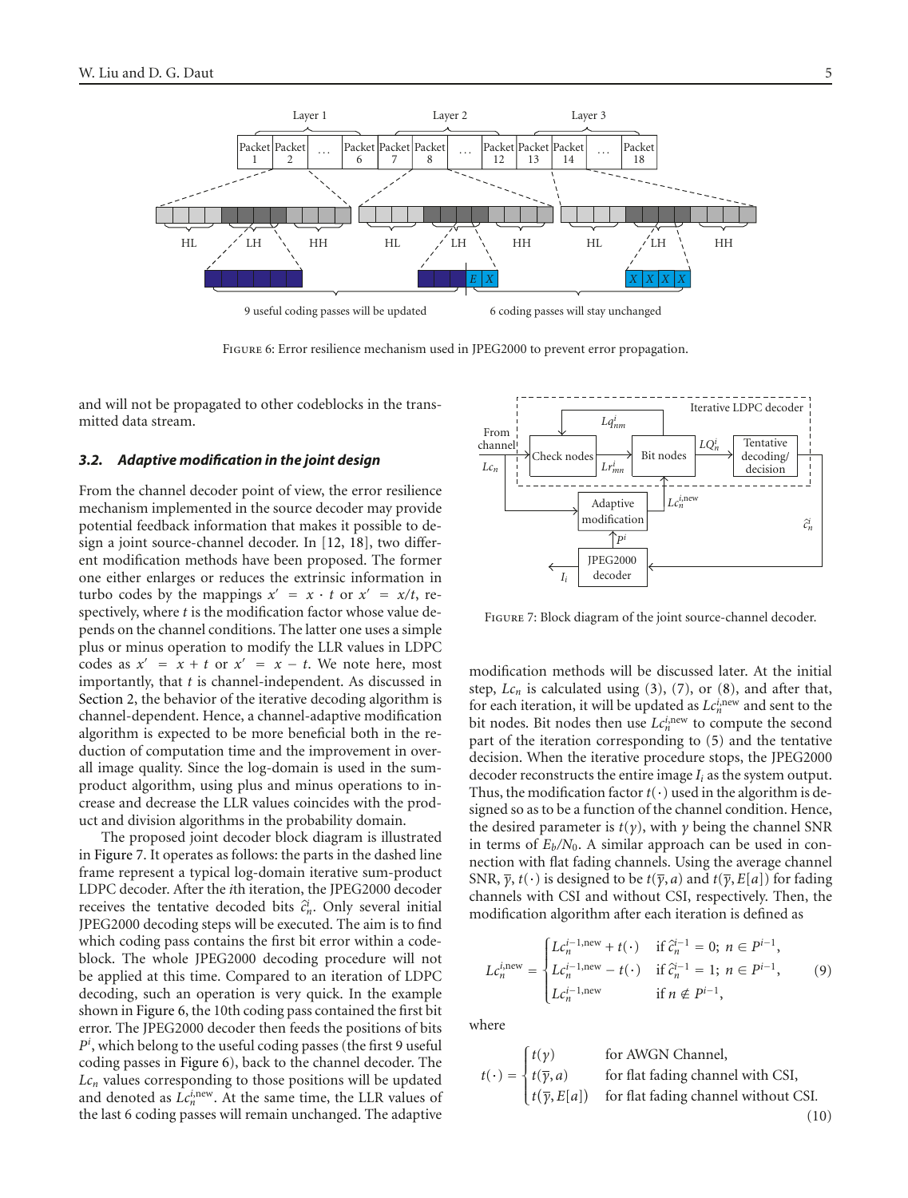Figure 6: Error resilience mechanism used in JPEG2000 to prevent error propagation.

and will not be propagated to other codeblocks in the transmitted data stream.

### 3.2. Adaptive modification in the joint design

From the channel decoder point of view, the error resilience mechanism implemented in the source decoder may provide potential feedback information that makes it possible to design a joint source-channel decoder. In [12, 18], two different modification methods have been proposed. The former one either enlarges or reduces the extrinsic information in turbo codes by the mappings $x' = x \cdot t$ or $x' = x/t$, respectively, where $t$ is the modification factor whose value depends on the channel conditions. The latter one uses a simple plus or minus operation to modify the LLR values in LDPC codes as $x' = x + t$ or $x' = x - t$. We note here, most importantly, that $t$ is channel-independent. As discussed in Section 2, the behavior of the iterative decoding algorithm is channel-dependent. Hence, a channel-adaptive modification algorithm is expected to be more beneficial both in the reduction of computation time and the improvement in overall image quality. Since the log-domain is used in the sum-product algorithm, using plus and minus operations to increase and decrease the LLR values coincides with the product and division algorithms in the probability domain.

The proposed joint decoder block diagram is illustrated in Figure 7. It operates as follows: the parts in the dashed line frame represent a typical log-domain iterative sum-product LDPC decoder. After the $i$th iteration, the JPEG2000 decoder receives the tentative decoded bits $\hat{c}_n^i$. Only several initial JPEG2000 decoding steps will be executed. The aim is to find which coding pass contains the first bit error within a codeblock. The whole JPEG2000 decoding procedure will not be applied at this time. Compared to an iteration of LDPC decoding, such an operation is very quick. In the example shown in Figure 6, the 10th coding pass contained the first bit error. The JPEG2000 decoder then feeds the positions of bits $P^i$, which belong to the useful coding passes (the first 9 useful coding passes in Figure 6), back to the channel decoder. The $Lc_n$ values corresponding to those positions will be updated and denoted as $Lc_n^{i,\text{new}}$. At the same time, the LLR values of the last 6 coding passes will remain unchanged. The adaptive

Figure 7: Block diagram of the joint source-channel decoder.

modification methods will be discussed later. At the initial step, $Lc_n$ is calculated using (3), (7), or (8), and after that, for each iteration, it will be updated as $Lc_n^{i,\text{new}}$ and sent to the bit nodes. Bit nodes then use $Lc_n^{i,\text{new}}$ to compute the second part of the iteration corresponding to (5) and the tentative decision. When the iterative procedure stops, the JPEG2000 decoder reconstructs the entire image $I_i$ as the system output. Thus, the modification factor $t(\cdot)$ used in the algorithm is designed so as to be a function of the channel condition. Hence, the desired parameter is $t(\gamma)$, with $\gamma$ being the channel SNR in terms of $E_b/N_0$. A similar approach can be used in connection with flat fading channels. Using the average channel SNR, $\overline{\gamma}$, $t(\cdot)$ is designed to be $t(\overline{\gamma}, a)$ and $t(\overline{\gamma}, E[a])$ for fading channels with CSI and without CSI, respectively. Then, the modification algorithm after each iteration is defined as

$$
Lc_n^{i,\text{new}} = \begin{cases} Lc_n^{i-1,\text{new}} + t(\cdot) & \text{if } \hat{c}_n^{i-1} = 0;\ n \in P^{i-1}, \\ Lc_n^{i-1,\text{new}} - t(\cdot) & \text{if } \hat{c}_n^{i-1} = 1;\ n \in P^{i-1}, \\ Lc_n^{i-1,\text{new}} & \text{if } n \notin P^{i-1}, \end{cases} \tag{9}
$$

where

$$
t(\cdot) = \begin{cases} t(\gamma) & \text{for AWGN Channel}, \\ t(\overline{\gamma}, a) & \text{for flat fading channel with CSI}, \\ t(\overline{\gamma}, E[a]) & \text{for flat fading channel without CSI}. \end{cases} \tag{10}
$$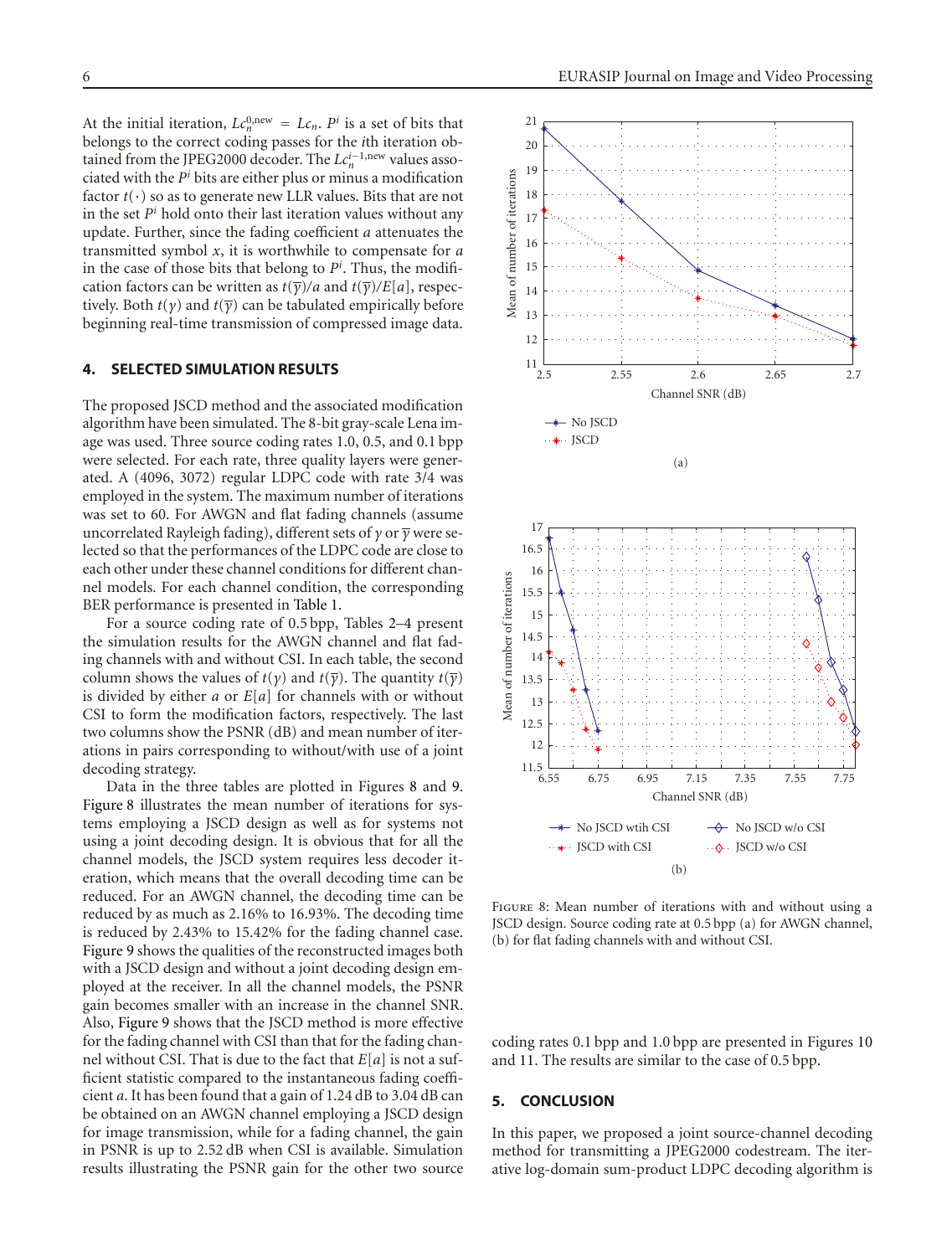At the initial iteration, $Lc_n^{0,\text{new}} = Lc_n$. $P^i$ is a set of bits that belongs to the correct coding passes for the $i$th iteration obtained from the JPEG2000 decoder. The $Lc_n^{i-1,\text{new}}$ values associated with the $P^i$ bits are either plus or minus a modification factor $t(\cdot)$ so as to generate new LLR values. Bits that are not in the set $P^i$ hold onto their last iteration values without any update. Further, since the fading coefficient $a$ attenuates the transmitted symbol $x$, it is worthwhile to compensate for $a$ in the case of those bits that belong to $P^i$. Thus, the modification factors can be written as $t(\overline{\gamma})/a$ and $t(\overline{\gamma})/E[a]$, respectively. Both $t(\gamma)$ and $t(\overline{\gamma})$ can be tabulated empirically before beginning real-time transmission of compressed image data.

## 4. SELECTED SIMULATION RESULTS

The proposed JSCD method and the associated modification algorithm have been simulated. The 8-bit gray-scale Lena image was used. Three source coding rates 1.0, 0.5, and 0.1 bpp were selected. For each rate, three quality layers were generated. A (4096, 3072) regular LDPC code with rate 3/4 was employed in the system. The maximum number of iterations was set to 60. For AWGN and flat fading channels (assume uncorrelated Rayleigh fading), different sets of $\gamma$ or $\overline{\gamma}$ were selected so that the performances of the LDPC code are close to each other under these channel conditions for different channel models. For each channel condition, the corresponding BER performance is presented in Table 1.

For a source coding rate of 0.5 bpp, Tables 2–4 present the simulation results for the AWGN channel and flat fading channels with and without CSI. In each table, the second column shows the values of $t(\gamma)$ and $t(\overline{\gamma})$. The quantity $t(\overline{\gamma})$ is divided by either $a$ or $E[a]$ for channels with or without CSI to form the modification factors, respectively. The last two columns show the PSNR (dB) and mean number of iterations in pairs corresponding to without/with use of a joint decoding strategy.

Data in the three tables are plotted in Figures 8 and 9. Figure 8 illustrates the mean number of iterations for systems employing a JSCD design as well as for systems not using a joint decoding design. It is obvious that for all the channel models, the JSCD system requires less decoder iteration, which means that the overall decoding time can be reduced. For an AWGN channel, the decoding time can be reduced by as much as 2.16% to 16.93%. The decoding time is reduced by 2.43% to 15.42% for the fading channel case. Figure 9 shows the qualities of the reconstructed images both with a JSCD design and without a joint decoding design employed at the receiver. In all the channel models, the PSNR gain becomes smaller with an increase in the channel SNR. Also, Figure 9 shows that the JSCD method is more effective for the fading channel with CSI than that for the fading channel without CSI. That is due to the fact that $E[a]$ is not a sufficient statistic compared to the instantaneous fading coefficient $a$. It has been found that a gain of 1.24 dB to 3.04 dB can be obtained on an AWGN channel employing a JSCD design for image transmission, while for a fading channel, the gain in PSNR is up to 2.52 dB when CSI is available. Simulation results illustrating the PSNR gain for the other two source coding rates 0.1 bpp and 1.0 bpp are presented in Figures 10 and 11. The results are similar to the case of 0.5 bpp.

Figure 8: Mean number of iterations with and without using a JSCD design. Source coding rate at 0.5 bpp (a) for AWGN channel, (b) for flat fading channels with and without CSI.

## 5. CONCLUSION

In this paper, we proposed a joint source-channel decoding method for transmitting a JPEG2000 codestream. The iterative log-domain sum-product LDPC decoding algorithm is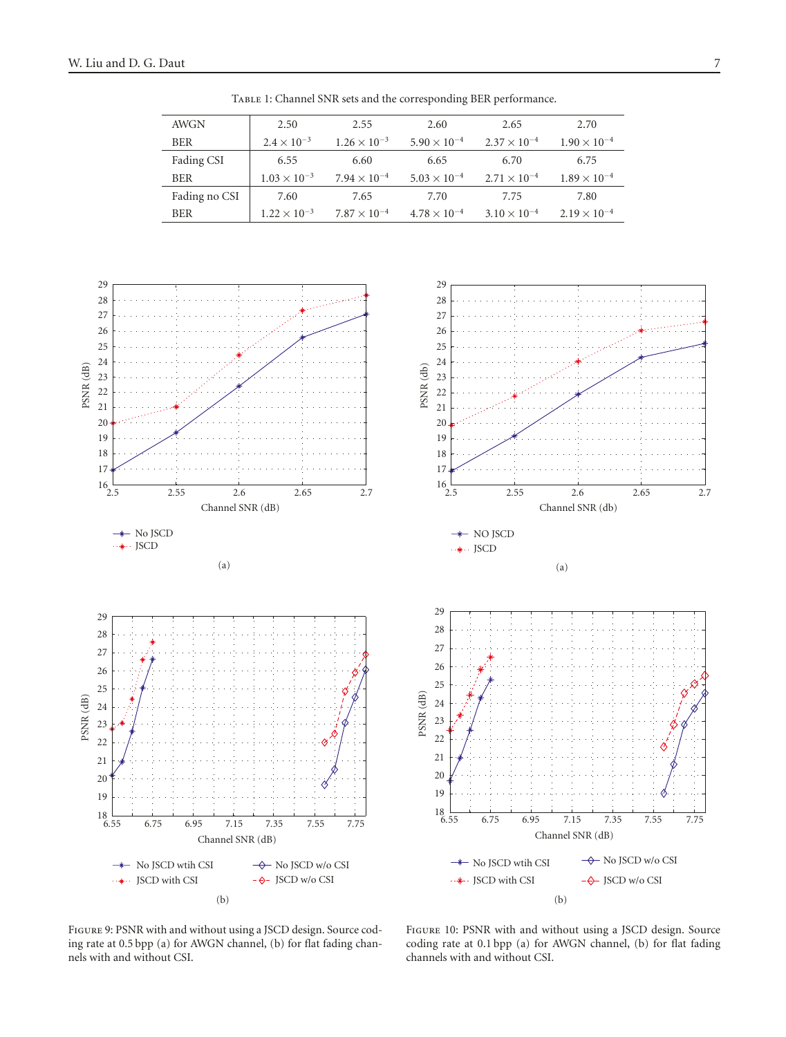Table 1: Channel SNR sets and the corresponding BER performance.

| | | | | | |
|---|---|---|---|---|---|
| AWGN | 2.50 | 2.55 | 2.60 | 2.65 | 2.70 |
| BER | $2.4 \times 10^{-3}$ | $1.26 \times 10^{-3}$ | $5.90 \times 10^{-4}$ | $2.37 \times 10^{-4}$ | $1.90 \times 10^{-4}$ |
| Fading CSI | 6.55 | 6.60 | 6.65 | 6.70 | 6.75 |
| BER | $1.03 \times 10^{-3}$ | $7.94 \times 10^{-4}$ | $5.03 \times 10^{-4}$ | $2.71 \times 10^{-4}$ | $1.89 \times 10^{-4}$ |
| Fading no CSI | 7.60 | 7.65 | 7.70 | 7.75 | 7.80 |
| BER | $1.22 \times 10^{-3}$ | $7.87 \times 10^{-4}$ | $4.78 \times 10^{-4}$ | $3.10 \times 10^{-4}$ | $2.19 \times 10^{-4}$ |

Figure 9: PSNR with and without using a JSCD design. Source coding rate at 0.5 bpp (a) for AWGN channel, (b) for flat fading channels with and without CSI.

Figure 10: PSNR with and without using a JSCD design. Source coding rate at 0.1 bpp (a) for AWGN channel, (b) for flat fading channels with and without CSI.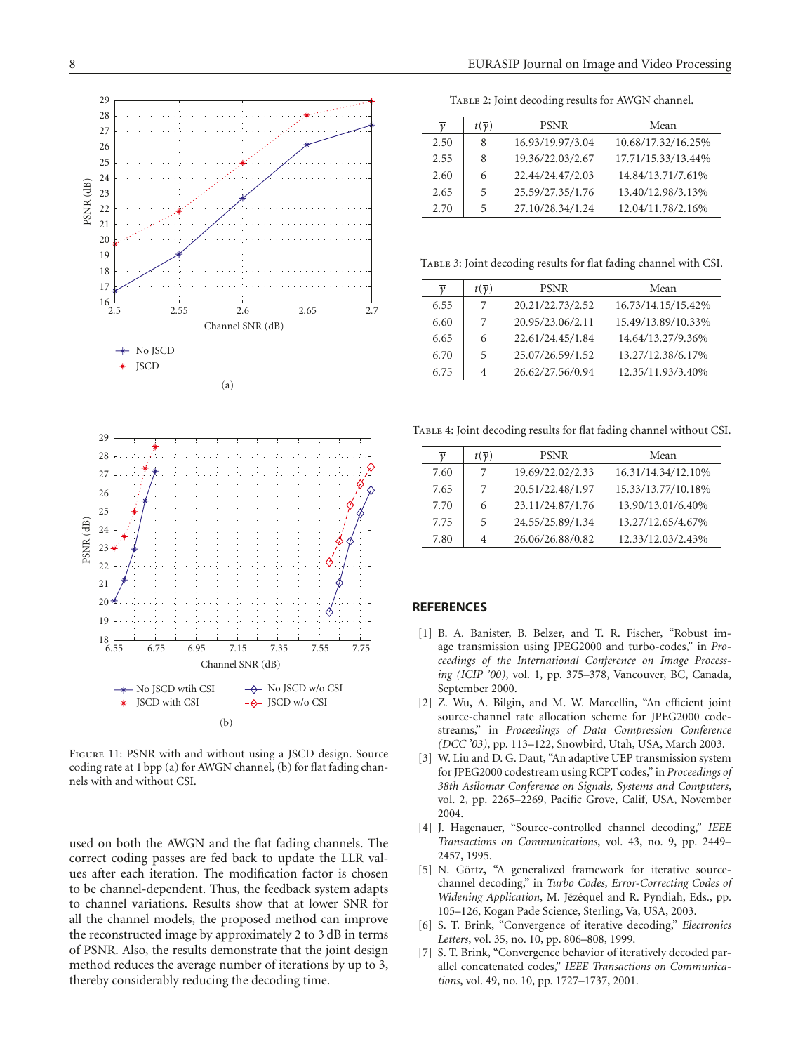FIGURE 11: PSNR with and without using a JSCD design. Source coding rate at 1 bpp (a) for AWGN channel, (b) for flat fading channels with and without CSI.

used on both the AWGN and the flat fading channels. The correct coding passes are fed back to update the LLR values after each iteration. The modification factor is chosen to be channel-dependent. Thus, the feedback system adapts to channel variations. Results show that at lower SNR for all the channel models, the proposed method can improve the reconstructed image by approximately 2 to 3 dB in terms of PSNR. Also, the results demonstrate that the joint design method reduces the average number of iterations by up to 3, thereby considerably reducing the decoding time.

TABLE 2: Joint decoding results for AWGN channel.

| $\overline{\gamma}$ | $t(\overline{\gamma})$ | PSNR | Mean |
|---|---|---|---|
| 2.50 | 8 | 16.93/19.97/3.04 | 10.68/17.32/16.25% |
| 2.55 | 8 | 19.36/22.03/2.67 | 17.71/15.33/13.44% |
| 2.60 | 6 | 22.44/24.47/2.03 | 14.84/13.71/7.61% |
| 2.65 | 5 | 25.59/27.35/1.76 | 13.40/12.98/3.13% |
| 2.70 | 5 | 27.10/28.34/1.24 | 12.04/11.78/2.16% |

TABLE 3: Joint decoding results for flat fading channel with CSI.

| $\overline{\gamma}$ | $t(\overline{\gamma})$ | PSNR | Mean |
|---|---|---|---|
| 6.55 | 7 | 20.21/22.73/2.52 | 16.73/14.15/15.42% |
| 6.60 | 7 | 20.95/23.06/2.11 | 15.49/13.89/10.33% |
| 6.65 | 6 | 22.61/24.45/1.84 | 14.64/13.27/9.36% |
| 6.70 | 5 | 25.07/26.59/1.52 | 13.27/12.38/6.17% |
| 6.75 | 4 | 26.62/27.56/0.94 | 12.35/11.93/3.40% |

TABLE 4: Joint decoding results for flat fading channel without CSI.

| $\overline{\gamma}$ | $t(\overline{\gamma})$ | PSNR | Mean |
|---|---|---|---|
| 7.60 | 7 | 19.69/22.02/2.33 | 16.31/14.34/12.10% |
| 7.65 | 7 | 20.51/22.48/1.97 | 15.33/13.77/10.18% |
| 7.70 | 6 | 23.11/24.87/1.76 | 13.90/13.01/6.40% |
| 7.75 | 5 | 24.55/25.89/1.34 | 13.27/12.65/4.67% |
| 7.80 | 4 | 26.06/26.88/0.82 | 12.33/12.03/2.43% |

## REFERENCES

[1] B. A. Banister, B. Belzer, and T. R. Fischer, "Robust image transmission using JPEG2000 and turbo-codes," in *Proceedings of the International Conference on Image Processing (ICIP '00)*, vol. 1, pp. 375–378, Vancouver, BC, Canada, September 2000.

[2] Z. Wu, A. Bilgin, and M. W. Marcellin, "An efficient joint source-channel rate allocation scheme for JPEG2000 codestreams," in *Proceedings of Data Compression Conference (DCC '03)*, pp. 113–122, Snowbird, Utah, USA, March 2003.

[3] W. Liu and D. G. Daut, "An adaptive UEP transmission system for JPEG2000 codestream using RCPT codes," in *Proceedings of 38th Asilomar Conference on Signals, Systems and Computers*, vol. 2, pp. 2265–2269, Pacific Grove, Calif, USA, November 2004.

[4] J. Hagenauer, "Source-controlled channel decoding," *IEEE Transactions on Communications*, vol. 43, no. 9, pp. 2449–2457, 1995.

[5] N. Görtz, "A generalized framework for iterative source-channel decoding," in *Turbo Codes, Error-Correcting Codes of Widening Application*, M. Jézéquel and R. Pyndiah, Eds., pp. 105–126, Kogan Pade Science, Sterling, Va, USA, 2003.

[6] S. T. Brink, "Convergence of iterative decoding," *Electronics Letters*, vol. 35, no. 10, pp. 806–808, 1999.

[7] S. T. Brink, "Convergence behavior of iteratively decoded parallel concatenated codes," *IEEE Transactions on Communications*, vol. 49, no. 10, pp. 1727–1737, 2001.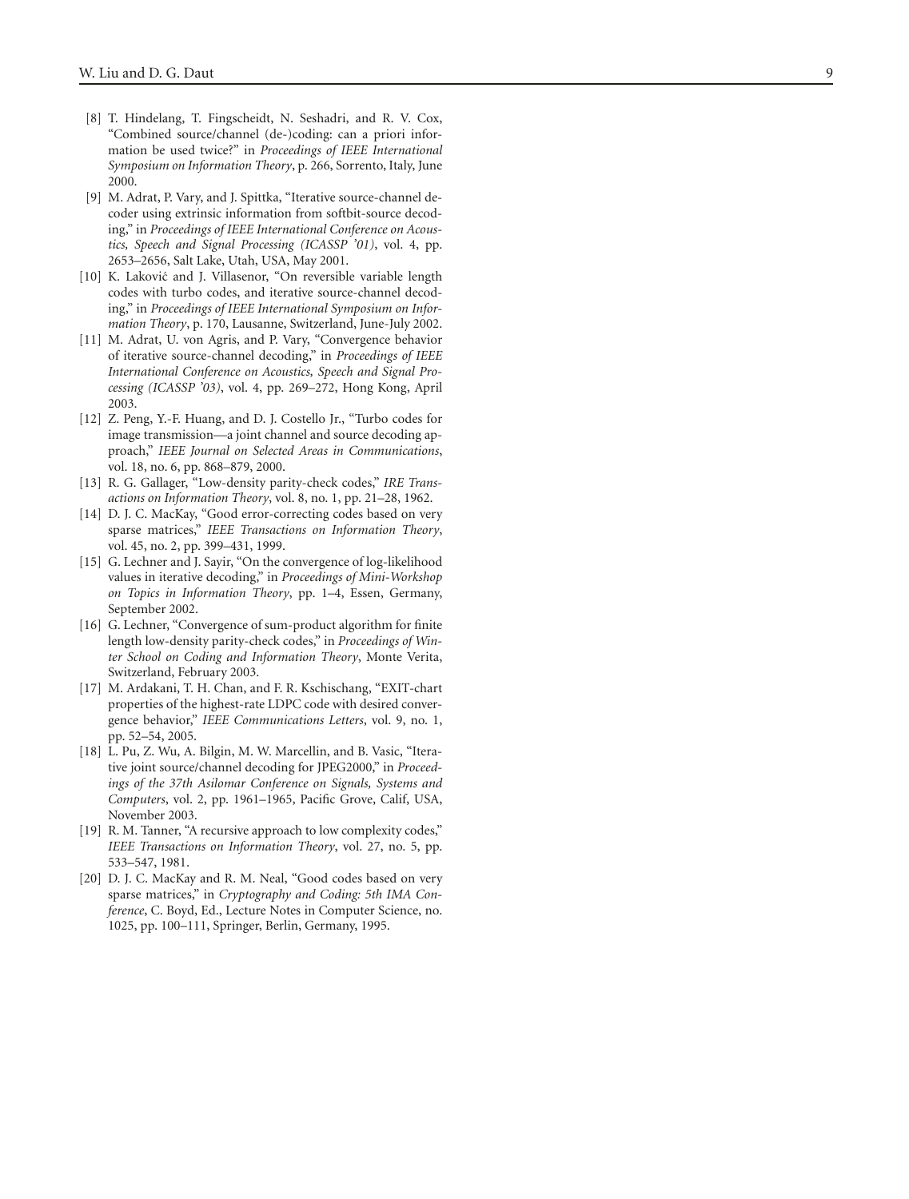[8] T. Hindelang, T. Fingscheidt, N. Seshadri, and R. V. Cox, "Combined source/channel (de-)coding: can a priori information be used twice?" in *Proceedings of IEEE International Symposium on Information Theory*, p. 266, Sorrento, Italy, June 2000.

[9] M. Adrat, P. Vary, and J. Spittka, "Iterative source-channel decoder using extrinsic information from softbit-source decoding," in *Proceedings of IEEE International Conference on Acoustics, Speech and Signal Processing (ICASSP '01)*, vol. 4, pp. 2653–2656, Salt Lake, Utah, USA, May 2001.

[10] K. Laković and J. Villasenor, "On reversible variable length codes with turbo codes, and iterative source-channel decoding," in *Proceedings of IEEE International Symposium on Information Theory*, p. 170, Lausanne, Switzerland, June-July 2002.

[11] M. Adrat, U. von Agris, and P. Vary, "Convergence behavior of iterative source-channel decoding," in *Proceedings of IEEE International Conference on Acoustics, Speech and Signal Processing (ICASSP '03)*, vol. 4, pp. 269–272, Hong Kong, April 2003.

[12] Z. Peng, Y.-F. Huang, and D. J. Costello Jr., "Turbo codes for image transmission—a joint channel and source decoding approach," *IEEE Journal on Selected Areas in Communications*, vol. 18, no. 6, pp. 868–879, 2000.

[13] R. G. Gallager, "Low-density parity-check codes," *IRE Transactions on Information Theory*, vol. 8, no. 1, pp. 21–28, 1962.

[14] D. J. C. MacKay, "Good error-correcting codes based on very sparse matrices," *IEEE Transactions on Information Theory*, vol. 45, no. 2, pp. 399–431, 1999.

[15] G. Lechner and J. Sayir, "On the convergence of log-likelihood values in iterative decoding," in *Proceedings of Mini-Workshop on Topics in Information Theory*, pp. 1–4, Essen, Germany, September 2002.

[16] G. Lechner, "Convergence of sum-product algorithm for finite length low-density parity-check codes," in *Proceedings of Winter School on Coding and Information Theory*, Monte Verita, Switzerland, February 2003.

[17] M. Ardakani, T. H. Chan, and F. R. Kschischang, "EXIT-chart properties of the highest-rate LDPC code with desired convergence behavior," *IEEE Communications Letters*, vol. 9, no. 1, pp. 52–54, 2005.

[18] L. Pu, Z. Wu, A. Bilgin, M. W. Marcellin, and B. Vasic, "Iterative joint source/channel decoding for JPEG2000," in *Proceedings of the 37th Asilomar Conference on Signals, Systems and Computers*, vol. 2, pp. 1961–1965, Pacific Grove, Calif, USA, November 2003.

[19] R. M. Tanner, "A recursive approach to low complexity codes," *IEEE Transactions on Information Theory*, vol. 27, no. 5, pp. 533–547, 1981.

[20] D. J. C. MacKay and R. M. Neal, "Good codes based on very sparse matrices," in *Cryptography and Coding: 5th IMA Conference*, C. Boyd, Ed., Lecture Notes in Computer Science, no. 1025, pp. 100–111, Springer, Berlin, Germany, 1995.